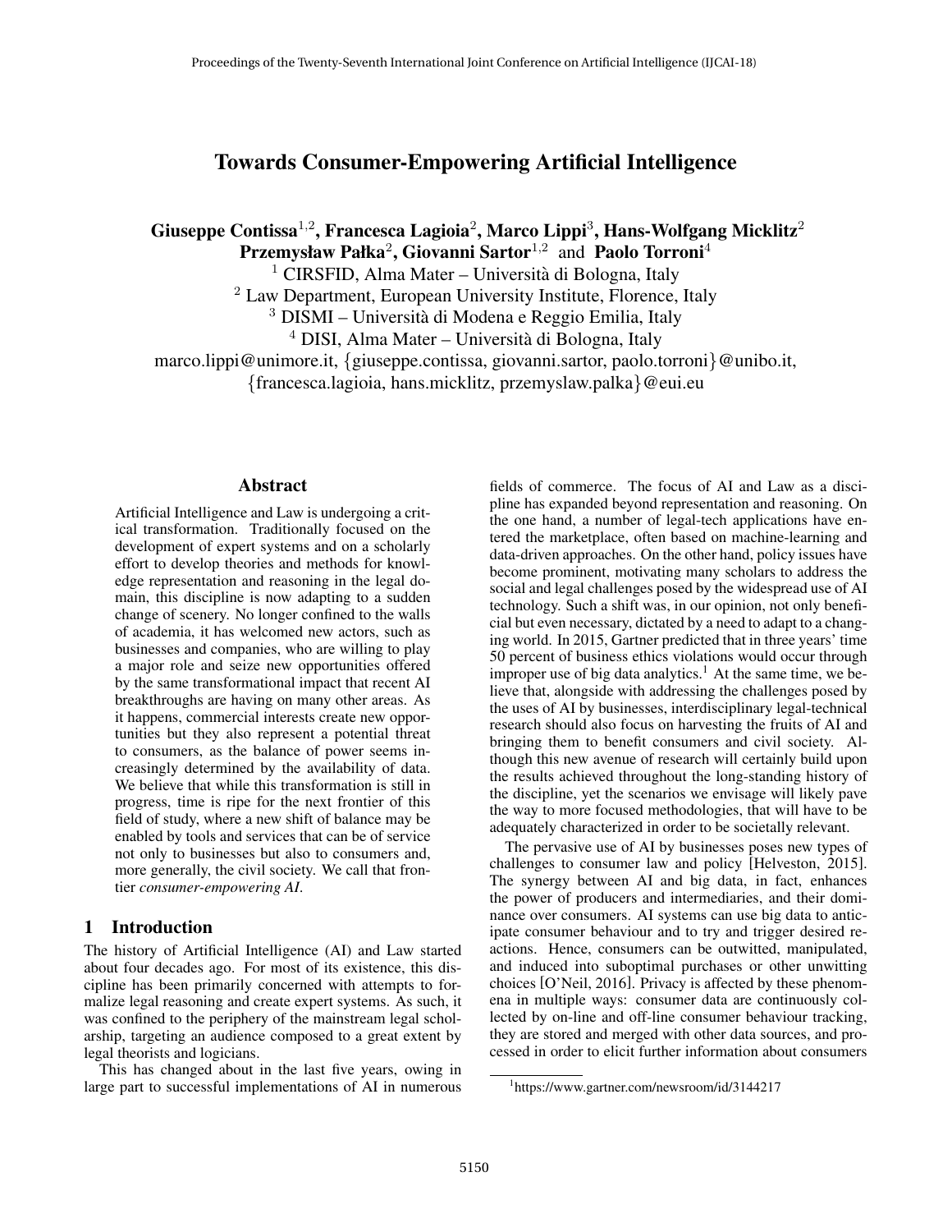# Towards Consumer-Empowering Artificial Intelligence

**Giuseppe Contissa**[1,2], **Francesca Lagioia**[2], **Marco Lippi**[3], **Hans-Wolfgang Micklitz**[2]
**Przemysław Pałka**[2], **Giovanni Sartor**[1,2] and **Paolo Torroni**[4]

[1] CIRSFID, Alma Mater – Università di Bologna, Italy
[2] Law Department, European University Institute, Florence, Italy
[3] DISMI – Università di Modena e Reggio Emilia, Italy
[4] DISI, Alma Mater – Università di Bologna, Italy

marco.lippi@unimore.it, {giuseppe.contissa, giovanni.sartor, paolo.torroni}@unibo.it,
{francesca.lagioia, hans.micklitz, przemyslaw.palka}@eui.eu

## Abstract

Artificial Intelligence and Law is undergoing a critical transformation. Traditionally focused on the development of expert systems and on a scholarly effort to develop theories and methods for knowledge representation and reasoning in the legal domain, this discipline is now adapting to a sudden change of scenery. No longer confined to the walls of academia, it has welcomed new actors, such as businesses and companies, who are willing to play a major role and seize new opportunities offered by the same transformational impact that recent AI breakthroughs are having on many other areas. As it happens, commercial interests create new opportunities but they also represent a potential threat to consumers, as the balance of power seems increasingly determined by the availability of data. We believe that while this transformation is still in progress, time is ripe for the next frontier of this field of study, where a new shift of balance may be enabled by tools and services that can be of service not only to businesses but also to consumers and, more generally, the civil society. We call that frontier *consumer-empowering AI*.

## 1 Introduction

The history of Artificial Intelligence (AI) and Law started about four decades ago. For most of its existence, this discipline has been primarily concerned with attempts to formalize legal reasoning and create expert systems. As such, it was confined to the periphery of the mainstream legal scholarship, targeting an audience composed to a great extent by legal theorists and logicians.

This has changed about in the last five years, owing in large part to successful implementations of AI in numerous fields of commerce. The focus of AI and Law as a discipline has expanded beyond representation and reasoning. On the one hand, a number of legal-tech applications have entered the marketplace, often based on machine-learning and data-driven approaches. On the other hand, policy issues have become prominent, motivating many scholars to address the social and legal challenges posed by the widespread use of AI technology. Such a shift was, in our opinion, not only beneficial but even necessary, dictated by a need to adapt to a changing world. In 2015, Gartner predicted that in three years' time 50 percent of business ethics violations would occur through improper use of big data analytics.[1] At the same time, we believe that, alongside with addressing the challenges posed by the uses of AI by businesses, interdisciplinary legal-technical research should also focus on harvesting the fruits of AI and bringing them to benefit consumers and civil society. Although this new avenue of research will certainly build upon the results achieved throughout the long-standing history of the discipline, yet the scenarios we envisage will likely pave the way to more focused methodologies, that will have to be adequately characterized in order to be societally relevant.

The pervasive use of AI by businesses poses new types of challenges to consumer law and policy [Helveston, 2015]. The synergy between AI and big data, in fact, enhances the power of producers and intermediaries, and their dominance over consumers. AI systems can use big data to anticipate consumer behaviour and to try and trigger desired reactions. Hence, consumers can be outwitted, manipulated, and induced into suboptimal purchases or other unwitting choices [O'Neil, 2016]. Privacy is affected by these phenomena in multiple ways: consumer data are continuously collected by on-line and off-line consumer behaviour tracking, they are stored and merged with other data sources, and processed in order to elicit further information about consumers

[1] https://www.gartner.com/newsroom/id/3144217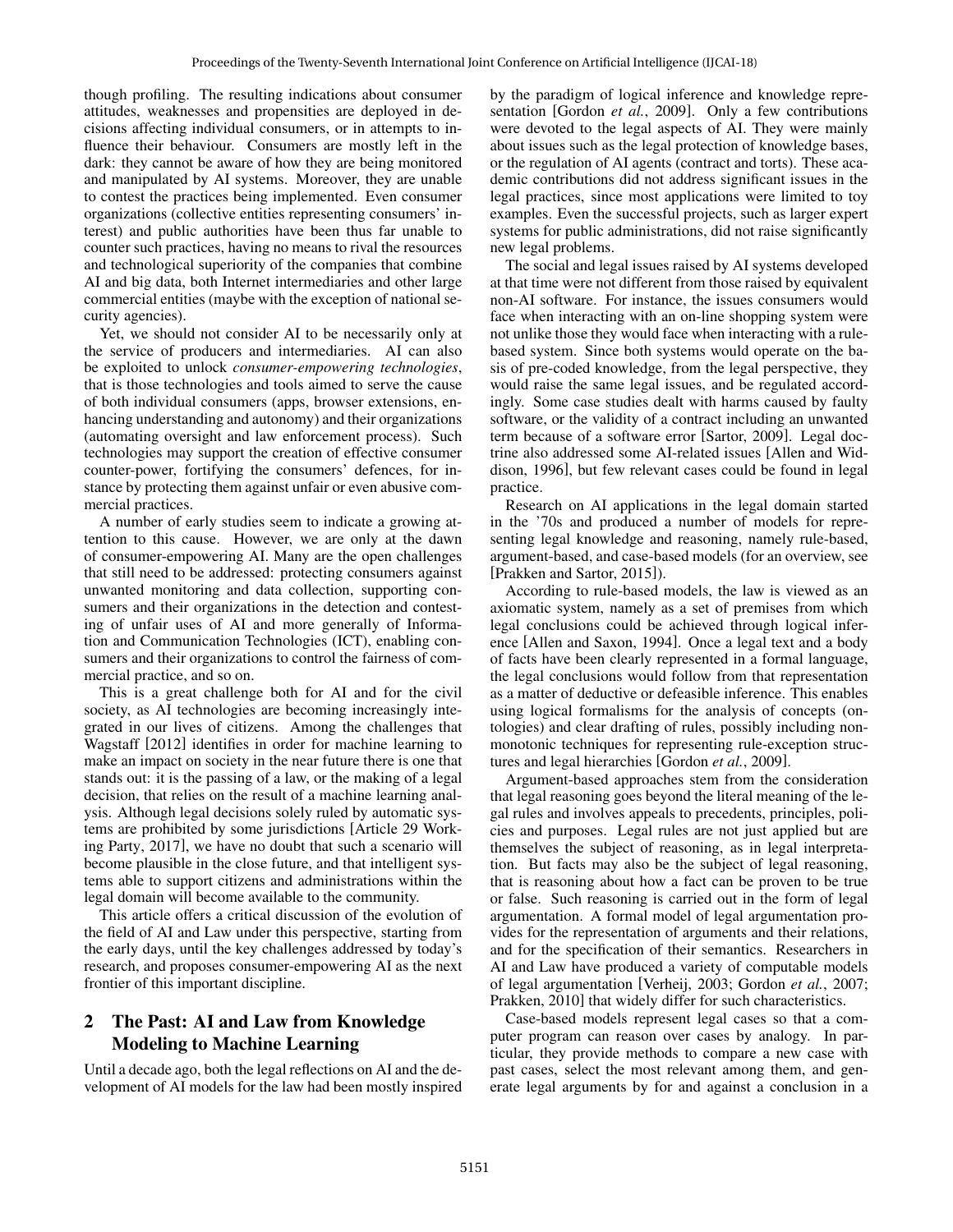though profiling. The resulting indications about consumer attitudes, weaknesses and propensities are deployed in decisions affecting individual consumers, or in attempts to influence their behaviour. Consumers are mostly left in the dark: they cannot be aware of how they are being monitored and manipulated by AI systems. Moreover, they are unable to contest the practices being implemented. Even consumer organizations (collective entities representing consumers' interest) and public authorities have been thus far unable to counter such practices, having no means to rival the resources and technological superiority of the companies that combine AI and big data, both Internet intermediaries and other large commercial entities (maybe with the exception of national security agencies).

Yet, we should not consider AI to be necessarily only at the service of producers and intermediaries. AI can also be exploited to unlock *consumer-empowering technologies*, that is those technologies and tools aimed to serve the cause of both individual consumers (apps, browser extensions, enhancing understanding and autonomy) and their organizations (automating oversight and law enforcement process). Such technologies may support the creation of effective consumer counter-power, fortifying the consumers' defences, for instance by protecting them against unfair or even abusive commercial practices.

A number of early studies seem to indicate a growing attention to this cause. However, we are only at the dawn of consumer-empowering AI. Many are the open challenges that still need to be addressed: protecting consumers against unwanted monitoring and data collection, supporting consumers and their organizations in the detection and contesting of unfair uses of AI and more generally of Information and Communication Technologies (ICT), enabling consumers and their organizations to control the fairness of commercial practice, and so on.

This is a great challenge both for AI and for the civil society, as AI technologies are becoming increasingly integrated in our lives of citizens. Among the challenges that Wagstaff [2012] identifies in order for machine learning to make an impact on society in the near future there is one that stands out: it is the passing of a law, or the making of a legal decision, that relies on the result of a machine learning analysis. Although legal decisions solely ruled by automatic systems are prohibited by some jurisdictions [Article 29 Working Party, 2017], we have no doubt that such a scenario will become plausible in the close future, and that intelligent systems able to support citizens and administrations within the legal domain will become available to the community.

This article offers a critical discussion of the evolution of the field of AI and Law under this perspective, starting from the early days, until the key challenges addressed by today's research, and proposes consumer-empowering AI as the next frontier of this important discipline.

## 2 The Past: AI and Law from Knowledge Modeling to Machine Learning

Until a decade ago, both the legal reflections on AI and the development of AI models for the law had been mostly inspired by the paradigm of logical inference and knowledge representation [Gordon *et al.*, 2009]. Only a few contributions were devoted to the legal aspects of AI. They were mainly about issues such as the legal protection of knowledge bases, or the regulation of AI agents (contract and torts). These academic contributions did not address significant issues in the legal practices, since most applications were limited to toy examples. Even the successful projects, such as larger expert systems for public administrations, did not raise significantly new legal problems.

The social and legal issues raised by AI systems developed at that time were not different from those raised by equivalent non-AI software. For instance, the issues consumers would face when interacting with an on-line shopping system were not unlike those they would face when interacting with a rule-based system. Since both systems would operate on the basis of pre-coded knowledge, from the legal perspective, they would raise the same legal issues, and be regulated accordingly. Some case studies dealt with harms caused by faulty software, or the validity of a contract including an unwanted term because of a software error [Sartor, 2009]. Legal doctrine also addressed some AI-related issues [Allen and Widdison, 1996], but few relevant cases could be found in legal practice.

Research on AI applications in the legal domain started in the '70s and produced a number of models for representing legal knowledge and reasoning, namely rule-based, argument-based, and case-based models (for an overview, see [Prakken and Sartor, 2015]).

According to rule-based models, the law is viewed as an axiomatic system, namely as a set of premises from which legal conclusions could be achieved through logical inference [Allen and Saxon, 1994]. Once a legal text and a body of facts have been clearly represented in a formal language, the legal conclusions would follow from that representation as a matter of deductive or defeasible inference. This enables using logical formalisms for the analysis of concepts (ontologies) and clear drafting of rules, possibly including non-monotonic techniques for representing rule-exception structures and legal hierarchies [Gordon *et al.*, 2009].

Argument-based approaches stem from the consideration that legal reasoning goes beyond the literal meaning of the legal rules and involves appeals to precedents, principles, policies and purposes. Legal rules are not just applied but are themselves the subject of reasoning, as in legal interpretation. But facts may also be the subject of legal reasoning, that is reasoning about how a fact can be proven to be true or false. Such reasoning is carried out in the form of legal argumentation. A formal model of legal argumentation provides for the representation of arguments and their relations, and for the specification of their semantics. Researchers in AI and Law have produced a variety of computable models of legal argumentation [Verheij, 2003; Gordon *et al.*, 2007; Prakken, 2010] that widely differ for such characteristics.

Case-based models represent legal cases so that a computer program can reason over cases by analogy. In particular, they provide methods to compare a new case with past cases, select the most relevant among them, and generate legal arguments by for and against a conclusion in a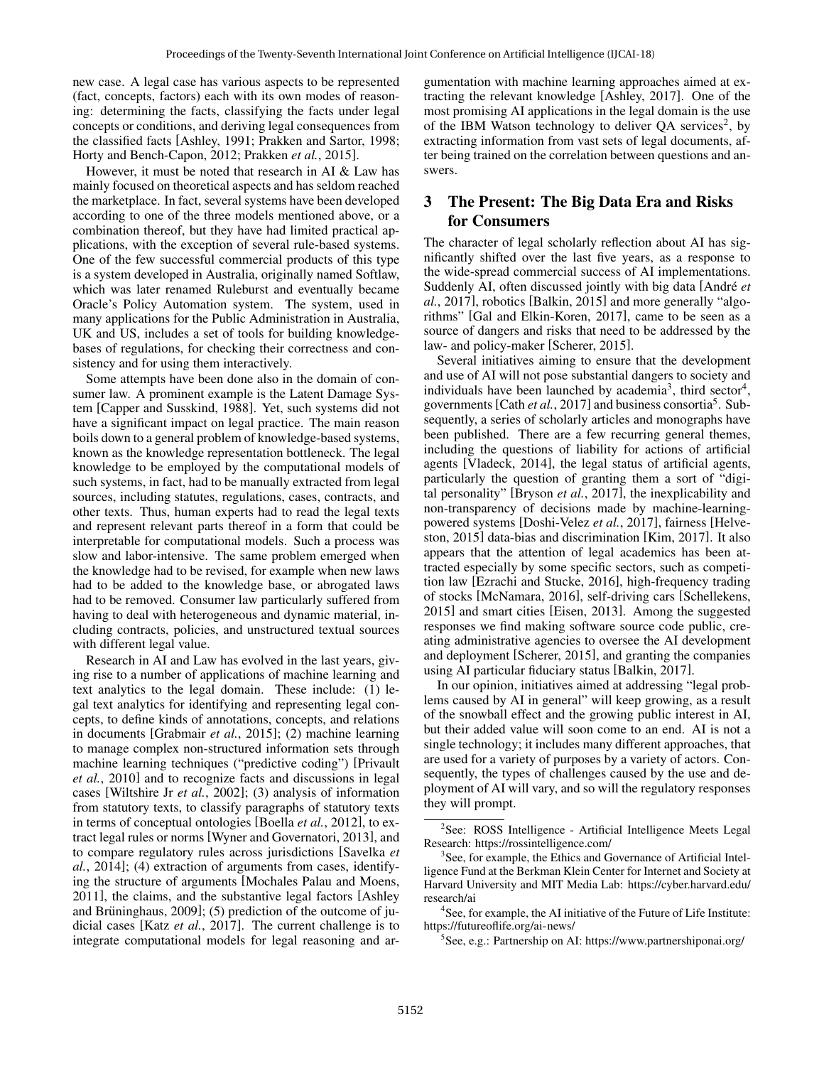new case. A legal case has various aspects to be represented (fact, concepts, factors) each with its own modes of reasoning: determining the facts, classifying the facts under legal concepts or conditions, and deriving legal consequences from the classified facts [Ashley, 1991; Prakken and Sartor, 1998; Horty and Bench-Capon, 2012; Prakken *et al.*, 2015].

However, it must be noted that research in AI & Law has mainly focused on theoretical aspects and has seldom reached the marketplace. In fact, several systems have been developed according to one of the three models mentioned above, or a combination thereof, but they have had limited practical applications, with the exception of several rule-based systems. One of the few successful commercial products of this type is a system developed in Australia, originally named Softlaw, which was later renamed Ruleburst and eventually became Oracle's Policy Automation system. The system, used in many applications for the Public Administration in Australia, UK and US, includes a set of tools for building knowledge-bases of regulations, for checking their correctness and consistency and for using them interactively.

Some attempts have been done also in the domain of consumer law. A prominent example is the Latent Damage System [Capper and Susskind, 1988]. Yet, such systems did not have a significant impact on legal practice. The main reason boils down to a general problem of knowledge-based systems, known as the knowledge representation bottleneck. The legal knowledge to be employed by the computational models of such systems, in fact, had to be manually extracted from legal sources, including statutes, regulations, cases, contracts, and other texts. Thus, human experts had to read the legal texts and represent relevant parts thereof in a form that could be interpretable for computational models. Such a process was slow and labor-intensive. The same problem emerged when the knowledge had to be revised, for example when new laws had to be added to the knowledge base, or abrogated laws had to be removed. Consumer law particularly suffered from having to deal with heterogeneous and dynamic material, including contracts, policies, and unstructured textual sources with different legal value.

Research in AI and Law has evolved in the last years, giving rise to a number of applications of machine learning and text analytics to the legal domain. These include: (1) legal text analytics for identifying and representing legal concepts, to define kinds of annotations, concepts, and relations in documents [Grabmair *et al.*, 2015]; (2) machine learning to manage complex non-structured information sets through machine learning techniques ("predictive coding") [Privault *et al.*, 2010] and to recognize facts and discussions in legal cases [Wiltshire Jr *et al.*, 2002]; (3) analysis of information from statutory texts, to classify paragraphs of statutory texts in terms of conceptual ontologies [Boella *et al.*, 2012], to extract legal rules or norms [Wyner and Governatori, 2013], and to compare regulatory rules across jurisdictions [Savelka *et al.*, 2014]; (4) extraction of arguments from cases, identifying the structure of arguments [Mochales Palau and Moens, 2011], the claims, and the substantive legal factors [Ashley and Brüninghaus, 2009]; (5) prediction of the outcome of judicial cases [Katz *et al.*, 2017]. The current challenge is to integrate computational models for legal reasoning and argumentation with machine learning approaches aimed at extracting the relevant knowledge [Ashley, 2017]. One of the most promising AI applications in the legal domain is the use of the IBM Watson technology to deliver QA services[2], by extracting information from vast sets of legal documents, after being trained on the correlation between questions and answers.

## 3 The Present: The Big Data Era and Risks for Consumers

The character of legal scholarly reflection about AI has significantly shifted over the last five years, as a response to the wide-spread commercial success of AI implementations. Suddenly AI, often discussed jointly with big data [André *et al.*, 2017], robotics [Balkin, 2015] and more generally "algorithms" [Gal and Elkin-Koren, 2017], came to be seen as a source of dangers and risks that need to be addressed by the law- and policy-maker [Scherer, 2015].

Several initiatives aiming to ensure that the development and use of AI will not pose substantial dangers to society and individuals have been launched by academia[3], third sector[4], governments [Cath *et al.*, 2017] and business consortia[5]. Subsequently, a series of scholarly articles and monographs have been published. There are a few recurring general themes, including the questions of liability for actions of artificial agents [Vladeck, 2014], the legal status of artificial agents, particularly the question of granting them a sort of "digital personality" [Bryson *et al.*, 2017], the inexplicability and non-transparency of decisions made by machine-learning-powered systems [Doshi-Velez *et al.*, 2017], fairness [Helveston, 2015] data-bias and discrimination [Kim, 2017]. It also appears that the attention of legal academics has been attracted especially by some specific sectors, such as competition law [Ezrachi and Stucke, 2016], high-frequency trading of stocks [McNamara, 2016], self-driving cars [Schellekens, 2015] and smart cities [Eisen, 2013]. Among the suggested responses we find making software source code public, creating administrative agencies to oversee the AI development and deployment [Scherer, 2015], and granting the companies using AI particular fiduciary status [Balkin, 2017].

In our opinion, initiatives aimed at addressing "legal problems caused by AI in general" will keep growing, as a result of the snowball effect and the growing public interest in AI, but their added value will soon come to an end. AI is not a single technology; it includes many different approaches, that are used for a variety of purposes by a variety of actors. Consequently, the types of challenges caused by the use and deployment of AI will vary, and so will the regulatory responses they will prompt.

---

[2]See: ROSS Intelligence - Artificial Intelligence Meets Legal Research: https://rossintelligence.com/

[3]See, for example, the Ethics and Governance of Artificial Intelligence Fund at the Berkman Klein Center for Internet and Society at Harvard University and MIT Media Lab: https://cyber.harvard.edu/research/ai

[4]See, for example, the AI initiative of the Future of Life Institute: https://futureoflife.org/ai-news/

[5]See, e.g.: Partnership on AI: https://www.partnershiponai.org/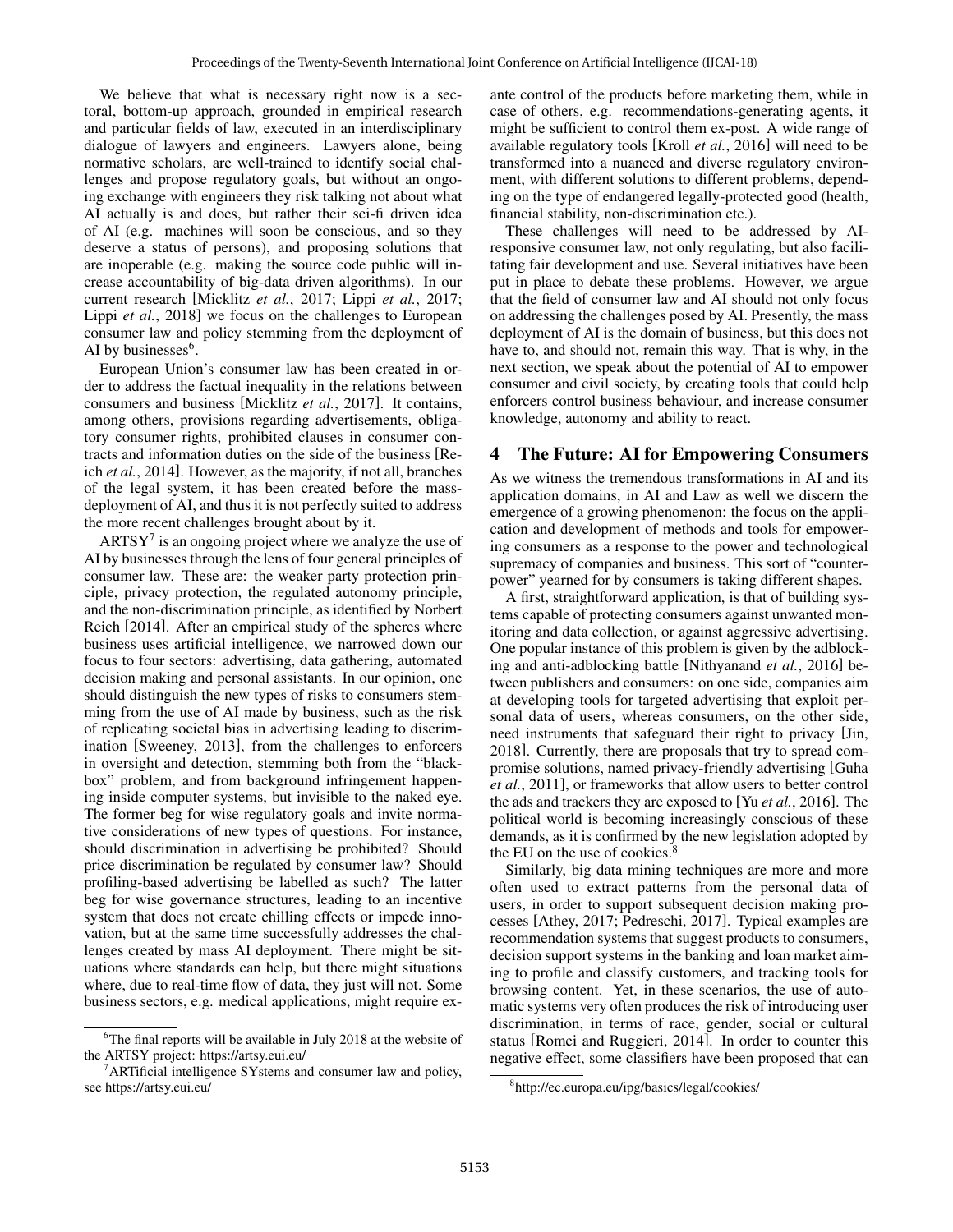We believe that what is necessary right now is a sectoral, bottom-up approach, grounded in empirical research and particular fields of law, executed in an interdisciplinary dialogue of lawyers and engineers. Lawyers alone, being normative scholars, are well-trained to identify social challenges and propose regulatory goals, but without an ongoing exchange with engineers they risk talking not about what AI actually is and does, but rather their sci-fi driven idea of AI (e.g. machines will soon be conscious, and so they deserve a status of persons), and proposing solutions that are inoperable (e.g. making the source code public will increase accountability of big-data driven algorithms). In our current research [Micklitz *et al.*, 2017; Lippi *et al.*, 2017; Lippi *et al.*, 2018] we focus on the challenges to European consumer law and policy stemming from the deployment of AI by businesses[6].

European Union's consumer law has been created in order to address the factual inequality in the relations between consumers and business [Micklitz *et al.*, 2017]. It contains, among others, provisions regarding advertisements, obligatory consumer rights, prohibited clauses in consumer contracts and information duties on the side of the business [Reich *et al.*, 2014]. However, as the majority, if not all, branches of the legal system, it has been created before the mass-deployment of AI, and thus it is not perfectly suited to address the more recent challenges brought about by it.

ARTSY[7] is an ongoing project where we analyze the use of AI by businesses through the lens of four general principles of consumer law. These are: the weaker party protection principle, privacy protection, the regulated autonomy principle, and the non-discrimination principle, as identified by Norbert Reich [2014]. After an empirical study of the spheres where business uses artificial intelligence, we narrowed down our focus to four sectors: advertising, data gathering, automated decision making and personal assistants. In our opinion, one should distinguish the new types of risks to consumers stemming from the use of AI made by business, such as the risk of replicating societal bias in advertising leading to discrimination [Sweeney, 2013], from the challenges to enforcers in oversight and detection, stemming both from the "black-box" problem, and from background infringement happening inside computer systems, but invisible to the naked eye. The former beg for wise regulatory goals and invite normative considerations of new types of questions. For instance, should discrimination in advertising be prohibited? Should price discrimination be regulated by consumer law? Should profiling-based advertising be labelled as such? The latter beg for wise governance structures, leading to an incentive system that does not create chilling effects or impede innovation, but at the same time successfully addresses the challenges created by mass AI deployment. There might be situations where standards can help, but there might situations where, due to real-time flow of data, they just will not. Some business sectors, e.g. medical applications, might require ex-ante control of the products before marketing them, while in case of others, e.g. recommendations-generating agents, it might be sufficient to control them ex-post. A wide range of available regulatory tools [Kroll *et al.*, 2016] will need to be transformed into a nuanced and diverse regulatory environment, with different solutions to different problems, depending on the type of endangered legally-protected good (health, financial stability, non-discrimination etc.).

These challenges will need to be addressed by AI-responsive consumer law, not only regulating, but also facilitating fair development and use. Several initiatives have been put in place to debate these problems. However, we argue that the field of consumer law and AI should not only focus on addressing the challenges posed by AI. Presently, the mass deployment of AI is the domain of business, but this does not have to, and should not, remain this way. That is why, in the next section, we speak about the potential of AI to empower consumer and civil society, by creating tools that could help enforcers control business behaviour, and increase consumer knowledge, autonomy and ability to react.

## 4 The Future: AI for Empowering Consumers

As we witness the tremendous transformations in AI and its application domains, in AI and Law as well we discern the emergence of a growing phenomenon: the focus on the application and development of methods and tools for empowering consumers as a response to the power and technological supremacy of companies and business. This sort of "counter-power" yearned for by consumers is taking different shapes.

A first, straightforward application, is that of building systems capable of protecting consumers against unwanted monitoring and data collection, or against aggressive advertising. One popular instance of this problem is given by the adblocking and anti-adblocking battle [Nithyanand *et al.*, 2016] between publishers and consumers: on one side, companies aim at developing tools for targeted advertising that exploit personal data of users, whereas consumers, on the other side, need instruments that safeguard their right to privacy [Jin, 2018]. Currently, there are proposals that try to spread compromise solutions, named privacy-friendly advertising [Guha *et al.*, 2011], or frameworks that allow users to better control the ads and trackers they are exposed to [Yu *et al.*, 2016]. The political world is becoming increasingly conscious of these demands, as it is confirmed by the new legislation adopted by the EU on the use of cookies.[8]

Similarly, big data mining techniques are more and more often used to extract patterns from the personal data of users, in order to support subsequent decision making processes [Athey, 2017; Pedreschi, 2017]. Typical examples are recommendation systems that suggest products to consumers, decision support systems in the banking and loan market aiming to profile and classify customers, and tracking tools for browsing content. Yet, in these scenarios, the use of automatic systems very often produces the risk of introducing user discrimination, in terms of race, gender, social or cultural status [Romei and Ruggieri, 2014]. In order to counter this negative effect, some classifiers have been proposed that can

[6] The final reports will be available in July 2018 at the website of the ARTSY project: https://artsy.eui.eu/

[7] ARTificial intelligence SYstems and consumer law and policy, see https://artsy.eui.eu/

[8] http://ec.europa.eu/ipg/basics/legal/cookies/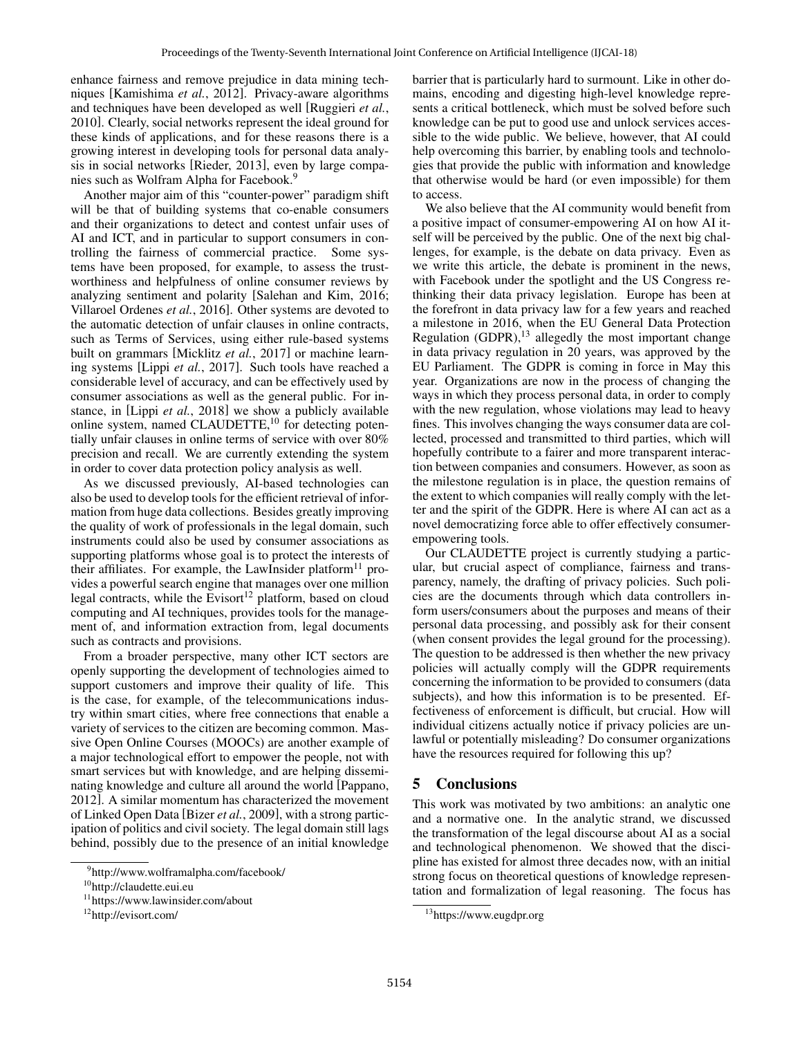enhance fairness and remove prejudice in data mining techniques [Kamishima *et al.*, 2012]. Privacy-aware algorithms and techniques have been developed as well [Ruggieri *et al.*, 2010]. Clearly, social networks represent the ideal ground for these kinds of applications, and for these reasons there is a growing interest in developing tools for personal data analysis in social networks [Rieder, 2013], even by large companies such as Wolfram Alpha for Facebook.[9]

Another major aim of this "counter-power" paradigm shift will be that of building systems that co-enable consumers and their organizations to detect and contest unfair uses of AI and ICT, and in particular to support consumers in controlling the fairness of commercial practice. Some systems have been proposed, for example, to assess the trustworthiness and helpfulness of online consumer reviews by analyzing sentiment and polarity [Salehan and Kim, 2016; Villaroel Ordenes *et al.*, 2016]. Other systems are devoted to the automatic detection of unfair clauses in online contracts, such as Terms of Services, using either rule-based systems built on grammars [Micklitz *et al.*, 2017] or machine learning systems [Lippi *et al.*, 2017]. Such tools have reached a considerable level of accuracy, and can be effectively used by consumer associations as well as the general public. For instance, in [Lippi *et al.*, 2018] we show a publicly available online system, named CLAUDETTE,[10] for detecting potentially unfair clauses in online terms of service with over 80% precision and recall. We are currently extending the system in order to cover data protection policy analysis as well.

As we discussed previously, AI-based technologies can also be used to develop tools for the efficient retrieval of information from huge data collections. Besides greatly improving the quality of work of professionals in the legal domain, such instruments could also be used by consumer associations as supporting platforms whose goal is to protect the interests of their affiliates. For example, the LawInsider platform[11] provides a powerful search engine that manages over one million legal contracts, while the Evisort[12] platform, based on cloud computing and AI techniques, provides tools for the management of, and information extraction from, legal documents such as contracts and provisions.

From a broader perspective, many other ICT sectors are openly supporting the development of technologies aimed to support customers and improve their quality of life. This is the case, for example, of the telecommunications industry within smart cities, where free connections that enable a variety of services to the citizen are becoming common. Massive Open Online Courses (MOOCs) are another example of a major technological effort to empower the people, not with smart services but with knowledge, and are helping disseminating knowledge and culture all around the world [Pappano, 2012]. A similar momentum has characterized the movement of Linked Open Data [Bizer *et al.*, 2009], with a strong participation of politics and civil society. The legal domain still lags behind, possibly due to the presence of an initial knowledge barrier that is particularly hard to surmount. Like in other domains, encoding and digesting high-level knowledge represents a critical bottleneck, which must be solved before such knowledge can be put to good use and unlock services accessible to the wide public. We believe, however, that AI could help overcoming this barrier, by enabling tools and technologies that provide the public with information and knowledge that otherwise would be hard (or even impossible) for them to access.

We also believe that the AI community would benefit from a positive impact of consumer-empowering AI on how AI itself will be perceived by the public. One of the next big challenges, for example, is the debate on data privacy. Even as we write this article, the debate is prominent in the news, with Facebook under the spotlight and the US Congress rethinking their data privacy legislation. Europe has been at the forefront in data privacy law for a few years and reached a milestone in 2016, when the EU General Data Protection Regulation (GDPR),[13] allegedly the most important change in data privacy regulation in 20 years, was approved by the EU Parliament. The GDPR is coming in force in May this year. Organizations are now in the process of changing the ways in which they process personal data, in order to comply with the new regulation, whose violations may lead to heavy fines. This involves changing the ways consumer data are collected, processed and transmitted to third parties, which will hopefully contribute to a fairer and more transparent interaction between companies and consumers. However, as soon as the milestone regulation is in place, the question remains of the extent to which companies will really comply with the letter and the spirit of the GDPR. Here is where AI can act as a novel democratizing force able to offer effectively consumer-empowering tools.

Our CLAUDETTE project is currently studying a particular, but crucial aspect of compliance, fairness and transparency, namely, the drafting of privacy policies. Such policies are the documents through which data controllers inform users/consumers about the purposes and means of their personal data processing, and possibly ask for their consent (when consent provides the legal ground for the processing). The question to be addressed is then whether the new privacy policies will actually comply will the GDPR requirements concerning the information to be provided to consumers (data subjects), and how this information is to be presented. Effectiveness of enforcement is difficult, but crucial. How will individual citizens actually notice if privacy policies are unlawful or potentially misleading? Do consumer organizations have the resources required for following this up?

## 5 Conclusions

This work was motivated by two ambitions: an analytic one and a normative one. In the analytic strand, we discussed the transformation of the legal discourse about AI as a social and technological phenomenon. We showed that the discipline has existed for almost three decades now, with an initial strong focus on theoretical questions of knowledge representation and formalization of legal reasoning. The focus has

[9] http://www.wolframalpha.com/facebook/

[10] http://claudette.eui.eu

[11] https://www.lawinsider.com/about

[12] http://evisort.com/

[13] https://www.eugdpr.org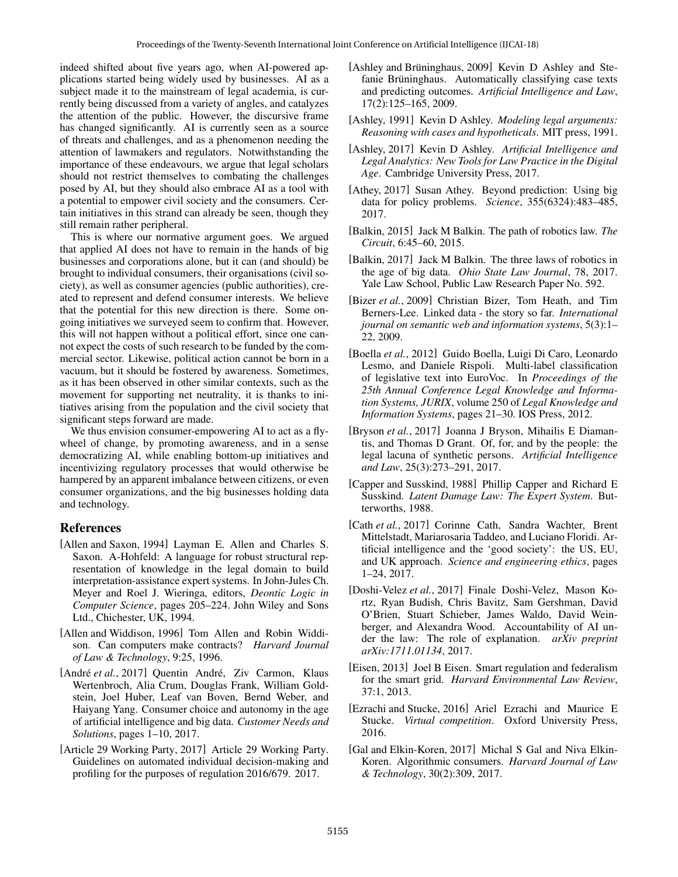indeed shifted about five years ago, when AI-powered applications started being widely used by businesses. AI as a subject made it to the mainstream of legal academia, is currently being discussed from a variety of angles, and catalyzes the attention of the public. However, the discursive frame has changed significantly. AI is currently seen as a source of threats and challenges, and as a phenomenon needing the attention of lawmakers and regulators. Notwithstanding the importance of these endeavours, we argue that legal scholars should not restrict themselves to combating the challenges posed by AI, but they should also embrace AI as a tool with a potential to empower civil society and the consumers. Certain initiatives in this strand can already be seen, though they still remain rather peripheral.

This is where our normative argument goes. We argued that applied AI does not have to remain in the hands of big businesses and corporations alone, but it can (and should) be brought to individual consumers, their organisations (civil society), as well as consumer agencies (public authorities), created to represent and defend consumer interests. We believe that the potential for this new direction is there. Some ongoing initiatives we surveyed seem to confirm that. However, this will not happen without a political effort, since one cannot expect the costs of such research to be funded by the commercial sector. Likewise, political action cannot be born in a vacuum, but it should be fostered by awareness. Sometimes, as it has been observed in other similar contexts, such as the movement for supporting net neutrality, it is thanks to initiatives arising from the population and the civil society that significant steps forward are made.

We thus envision consumer-empowering AI to act as a flywheel of change, by promoting awareness, and in a sense democratizing AI, while enabling bottom-up initiatives and incentivizing regulatory processes that would otherwise be hampered by an apparent imbalance between citizens, or even consumer organizations, and the big businesses holding data and technology.

## References

[Allen and Saxon, 1994] Layman E. Allen and Charles S. Saxon. A-Hohfeld: A language for robust structural representation of knowledge in the legal domain to build interpretation-assistance expert systems. In John-Jules Ch. Meyer and Roel J. Wieringa, editors, *Deontic Logic in Computer Science*, pages 205–224. John Wiley and Sons Ltd., Chichester, UK, 1994.

[Allen and Widdison, 1996] Tom Allen and Robin Widdison. Can computers make contracts? *Harvard Journal of Law & Technology*, 9:25, 1996.

[André *et al.*, 2017] Quentin André, Ziv Carmon, Klaus Wertenbroch, Alia Crum, Douglas Frank, William Goldstein, Joel Huber, Leaf van Boven, Bernd Weber, and Haiyang Yang. Consumer choice and autonomy in the age of artificial intelligence and big data. *Customer Needs and Solutions*, pages 1–10, 2017.

[Article 29 Working Party, 2017] Article 29 Working Party. Guidelines on automated individual decision-making and profiling for the purposes of regulation 2016/679. 2017.

[Ashley and Brüninghaus, 2009] Kevin D Ashley and Stefanie Brüninghaus. Automatically classifying case texts and predicting outcomes. *Artificial Intelligence and Law*, 17(2):125–165, 2009.

[Ashley, 1991] Kevin D Ashley. *Modeling legal arguments: Reasoning with cases and hypotheticals*. MIT press, 1991.

[Ashley, 2017] Kevin D Ashley. *Artificial Intelligence and Legal Analytics: New Tools for Law Practice in the Digital Age*. Cambridge University Press, 2017.

[Athey, 2017] Susan Athey. Beyond prediction: Using big data for policy problems. *Science*, 355(6324):483–485, 2017.

[Balkin, 2015] Jack M Balkin. The path of robotics law. *The Circuit*, 6:45–60, 2015.

[Balkin, 2017] Jack M Balkin. The three laws of robotics in the age of big data. *Ohio State Law Journal*, 78, 2017. Yale Law School, Public Law Research Paper No. 592.

[Bizer *et al.*, 2009] Christian Bizer, Tom Heath, and Tim Berners-Lee. Linked data - the story so far. *International journal on semantic web and information systems*, 5(3):1–22, 2009.

[Boella *et al.*, 2012] Guido Boella, Luigi Di Caro, Leonardo Lesmo, and Daniele Rispoli. Multi-label classification of legislative text into EuroVoc. In *Proceedings of the 25th Annual Conference Legal Knowledge and Information Systems, JURIX*, volume 250 of *Legal Knowledge and Information Systems*, pages 21–30. IOS Press, 2012.

[Bryson *et al.*, 2017] Joanna J Bryson, Mihailis E Diamantis, and Thomas D Grant. Of, for, and by the people: the legal lacuna of synthetic persons. *Artificial Intelligence and Law*, 25(3):273–291, 2017.

[Capper and Susskind, 1988] Phillip Capper and Richard E Susskind. *Latent Damage Law: The Expert System*. Butterworths, 1988.

[Cath *et al.*, 2017] Corinne Cath, Sandra Wachter, Brent Mittelstadt, Mariarosaria Taddeo, and Luciano Floridi. Artificial intelligence and the 'good society': the US, EU, and UK approach. *Science and engineering ethics*, pages 1–24, 2017.

[Doshi-Velez *et al.*, 2017] Finale Doshi-Velez, Mason Kortz, Ryan Budish, Chris Bavitz, Sam Gershman, David O'Brien, Stuart Schieber, James Waldo, David Weinberger, and Alexandra Wood. Accountability of AI under the law: The role of explanation. *arXiv preprint arXiv:1711.01134*, 2017.

[Eisen, 2013] Joel B Eisen. Smart regulation and federalism for the smart grid. *Harvard Environmental Law Review*, 37:1, 2013.

[Ezrachi and Stucke, 2016] Ariel Ezrachi and Maurice E Stucke. *Virtual competition*. Oxford University Press, 2016.

[Gal and Elkin-Koren, 2017] Michal S Gal and Niva Elkin-Koren. Algorithmic consumers. *Harvard Journal of Law & Technology*, 30(2):309, 2017.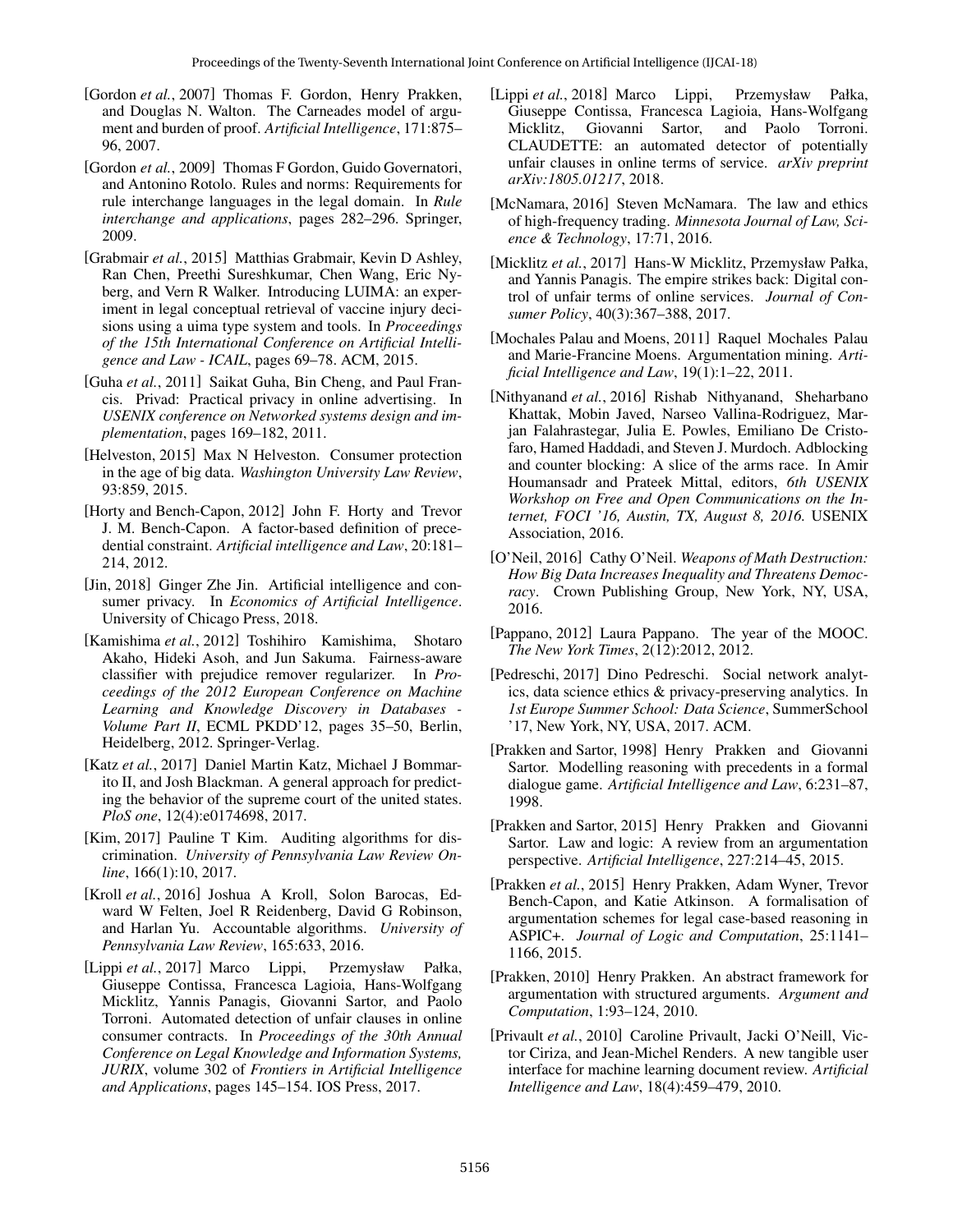[Gordon *et al.*, 2007] Thomas F. Gordon, Henry Prakken, and Douglas N. Walton. The Carneades model of argument and burden of proof. *Artificial Intelligence*, 171:875–96, 2007.

[Gordon *et al.*, 2009] Thomas F Gordon, Guido Governatori, and Antonino Rotolo. Rules and norms: Requirements for rule interchange languages in the legal domain. In *Rule interchange and applications*, pages 282–296. Springer, 2009.

[Grabmair *et al.*, 2015] Matthias Grabmair, Kevin D Ashley, Ran Chen, Preethi Sureshkumar, Chen Wang, Eric Nyberg, and Vern R Walker. Introducing LUIMA: an experiment in legal conceptual retrieval of vaccine injury decisions using a uima type system and tools. In *Proceedings of the 15th International Conference on Artificial Intelligence and Law - ICAIL*, pages 69–78. ACM, 2015.

[Guha *et al.*, 2011] Saikat Guha, Bin Cheng, and Paul Francis. Privad: Practical privacy in online advertising. In *USENIX conference on Networked systems design and implementation*, pages 169–182, 2011.

[Helveston, 2015] Max N Helveston. Consumer protection in the age of big data. *Washington University Law Review*, 93:859, 2015.

[Horty and Bench-Capon, 2012] John F. Horty and Trevor J. M. Bench-Capon. A factor-based definition of precedential constraint. *Artificial intelligence and Law*, 20:181–214, 2012.

[Jin, 2018] Ginger Zhe Jin. Artificial intelligence and consumer privacy. In *Economics of Artificial Intelligence*. University of Chicago Press, 2018.

[Kamishima *et al.*, 2012] Toshihiro Kamishima, Shotaro Akaho, Hideki Asoh, and Jun Sakuma. Fairness-aware classifier with prejudice remover regularizer. In *Proceedings of the 2012 European Conference on Machine Learning and Knowledge Discovery in Databases - Volume Part II*, ECML PKDD'12, pages 35–50, Berlin, Heidelberg, 2012. Springer-Verlag.

[Katz *et al.*, 2017] Daniel Martin Katz, Michael J Bommarito II, and Josh Blackman. A general approach for predicting the behavior of the supreme court of the united states. *PloS one*, 12(4):e0174698, 2017.

[Kim, 2017] Pauline T Kim. Auditing algorithms for discrimination. *University of Pennsylvania Law Review Online*, 166(1):10, 2017.

[Kroll *et al.*, 2016] Joshua A Kroll, Solon Barocas, Edward W Felten, Joel R Reidenberg, David G Robinson, and Harlan Yu. Accountable algorithms. *University of Pennsylvania Law Review*, 165:633, 2016.

[Lippi *et al.*, 2017] Marco Lippi, Przemysław Pałka, Giuseppe Contissa, Francesca Lagioia, Hans-Wolfgang Micklitz, Yannis Panagis, Giovanni Sartor, and Paolo Torroni. Automated detection of unfair clauses in online consumer contracts. In *Proceedings of the 30th Annual Conference on Legal Knowledge and Information Systems, JURIX*, volume 302 of *Frontiers in Artificial Intelligence and Applications*, pages 145–154. IOS Press, 2017.

[Lippi *et al.*, 2018] Marco Lippi, Przemysław Pałka, Giuseppe Contissa, Francesca Lagioia, Hans-Wolfgang Micklitz, Giovanni Sartor, and Paolo Torroni. CLAUDETTE: an automated detector of potentially unfair clauses in online terms of service. *arXiv preprint arXiv:1805.01217*, 2018.

[McNamara, 2016] Steven McNamara. The law and ethics of high-frequency trading. *Minnesota Journal of Law, Science & Technology*, 17:71, 2016.

[Micklitz *et al.*, 2017] Hans-W Micklitz, Przemysław Pałka, and Yannis Panagis. The empire strikes back: Digital control of unfair terms of online services. *Journal of Consumer Policy*, 40(3):367–388, 2017.

[Mochales Palau and Moens, 2011] Raquel Mochales Palau and Marie-Francine Moens. Argumentation mining. *Artificial Intelligence and Law*, 19(1):1–22, 2011.

[Nithyanand *et al.*, 2016] Rishab Nithyanand, Sheharbano Khattak, Mobin Javed, Narseo Vallina-Rodriguez, Marjan Falahrastegar, Julia E. Powles, Emiliano De Cristofaro, Hamed Haddadi, and Steven J. Murdoch. Adblocking and counter blocking: A slice of the arms race. In Amir Houmansadr and Prateek Mittal, editors, *6th USENIX Workshop on Free and Open Communications on the Internet, FOCI '16, Austin, TX, August 8, 2016*. USENIX Association, 2016.

[O'Neil, 2016] Cathy O'Neil. *Weapons of Math Destruction: How Big Data Increases Inequality and Threatens Democracy*. Crown Publishing Group, New York, NY, USA, 2016.

[Pappano, 2012] Laura Pappano. The year of the MOOC. *The New York Times*, 2(12):2012, 2012.

[Pedreschi, 2017] Dino Pedreschi. Social network analytics, data science ethics & privacy-preserving analytics. In *1st Europe Summer School: Data Science*, SummerSchool '17, New York, NY, USA, 2017. ACM.

[Prakken and Sartor, 1998] Henry Prakken and Giovanni Sartor. Modelling reasoning with precedents in a formal dialogue game. *Artificial Intelligence and Law*, 6:231–87, 1998.

[Prakken and Sartor, 2015] Henry Prakken and Giovanni Sartor. Law and logic: A review from an argumentation perspective. *Artificial Intelligence*, 227:214–45, 2015.

[Prakken *et al.*, 2015] Henry Prakken, Adam Wyner, Trevor Bench-Capon, and Katie Atkinson. A formalisation of argumentation schemes for legal case-based reasoning in ASPIC+. *Journal of Logic and Computation*, 25:1141–1166, 2015.

[Prakken, 2010] Henry Prakken. An abstract framework for argumentation with structured arguments. *Argument and Computation*, 1:93–124, 2010.

[Privault *et al.*, 2010] Caroline Privault, Jacki O'Neill, Victor Ciriza, and Jean-Michel Renders. A new tangible user interface for machine learning document review. *Artificial Intelligence and Law*, 18(4):459–479, 2010.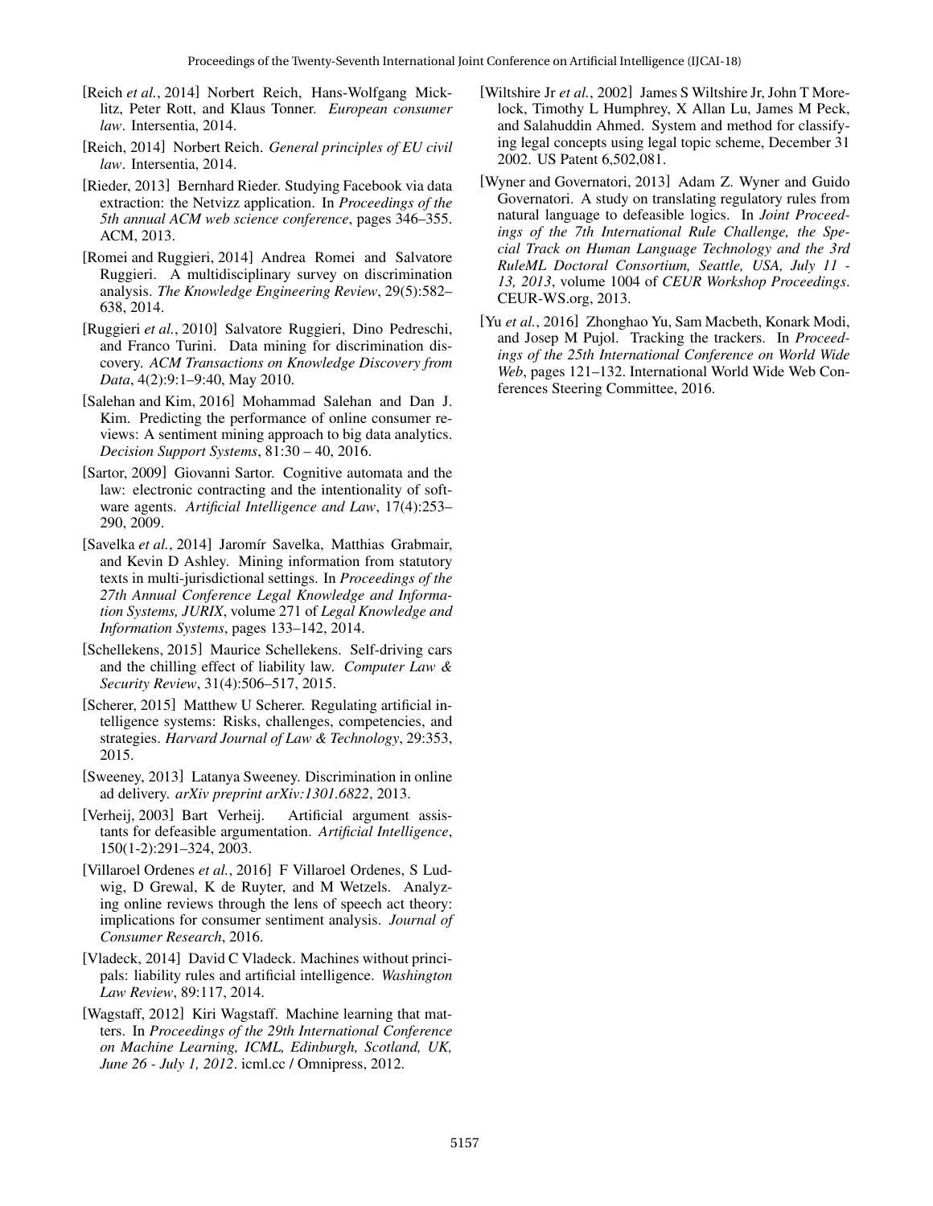[Reich *et al.*, 2014] Norbert Reich, Hans-Wolfgang Micklitz, Peter Rott, and Klaus Tonner. *European consumer law*. Intersentia, 2014.

[Reich, 2014] Norbert Reich. *General principles of EU civil law*. Intersentia, 2014.

[Rieder, 2013] Bernhard Rieder. Studying Facebook via data extraction: the Netvizz application. In *Proceedings of the 5th annual ACM web science conference*, pages 346–355. ACM, 2013.

[Romei and Ruggieri, 2014] Andrea Romei and Salvatore Ruggieri. A multidisciplinary survey on discrimination analysis. *The Knowledge Engineering Review*, 29(5):582–638, 2014.

[Ruggieri *et al.*, 2010] Salvatore Ruggieri, Dino Pedreschi, and Franco Turini. Data mining for discrimination discovery. *ACM Transactions on Knowledge Discovery from Data*, 4(2):9:1–9:40, May 2010.

[Salehan and Kim, 2016] Mohammad Salehan and Dan J. Kim. Predicting the performance of online consumer reviews: A sentiment mining approach to big data analytics. *Decision Support Systems*, 81:30 – 40, 2016.

[Sartor, 2009] Giovanni Sartor. Cognitive automata and the law: electronic contracting and the intentionality of software agents. *Artificial Intelligence and Law*, 17(4):253–290, 2009.

[Savelka *et al.*, 2014] Jaromír Savelka, Matthias Grabmair, and Kevin D Ashley. Mining information from statutory texts in multi-jurisdictional settings. In *Proceedings of the 27th Annual Conference Legal Knowledge and Information Systems, JURIX*, volume 271 of *Legal Knowledge and Information Systems*, pages 133–142, 2014.

[Schellekens, 2015] Maurice Schellekens. Self-driving cars and the chilling effect of liability law. *Computer Law & Security Review*, 31(4):506–517, 2015.

[Scherer, 2015] Matthew U Scherer. Regulating artificial intelligence systems: Risks, challenges, competencies, and strategies. *Harvard Journal of Law & Technology*, 29:353, 2015.

[Sweeney, 2013] Latanya Sweeney. Discrimination in online ad delivery. *arXiv preprint arXiv:1301.6822*, 2013.

[Verheij, 2003] Bart Verheij. Artificial argument assistants for defeasible argumentation. *Artificial Intelligence*, 150(1-2):291–324, 2003.

[Villaroel Ordenes *et al.*, 2016] F Villaroel Ordenes, S Ludwig, D Grewal, K de Ruyter, and M Wetzels. Analyzing online reviews through the lens of speech act theory: implications for consumer sentiment analysis. *Journal of Consumer Research*, 2016.

[Vladeck, 2014] David C Vladeck. Machines without principals: liability rules and artificial intelligence. *Washington Law Review*, 89:117, 2014.

[Wagstaff, 2012] Kiri Wagstaff. Machine learning that matters. In *Proceedings of the 29th International Conference on Machine Learning, ICML, Edinburgh, Scotland, UK, June 26 - July 1, 2012*. icml.cc / Omnipress, 2012.

[Wiltshire Jr *et al.*, 2002] James S Wiltshire Jr, John T Morelock, Timothy L Humphrey, X Allan Lu, James M Peck, and Salahuddin Ahmed. System and method for classifying legal concepts using legal topic scheme, December 31 2002. US Patent 6,502,081.

[Wyner and Governatori, 2013] Adam Z. Wyner and Guido Governatori. A study on translating regulatory rules from natural language to defeasible logics. In *Joint Proceedings of the 7th International Rule Challenge, the Special Track on Human Language Technology and the 3rd RuleML Doctoral Consortium, Seattle, USA, July 11 - 13, 2013*, volume 1004 of *CEUR Workshop Proceedings*. CEUR-WS.org, 2013.

[Yu *et al.*, 2016] Zhonghao Yu, Sam Macbeth, Konark Modi, and Josep M Pujol. Tracking the trackers. In *Proceedings of the 25th International Conference on World Wide Web*, pages 121–132. International World Wide Web Conferences Steering Committee, 2016.